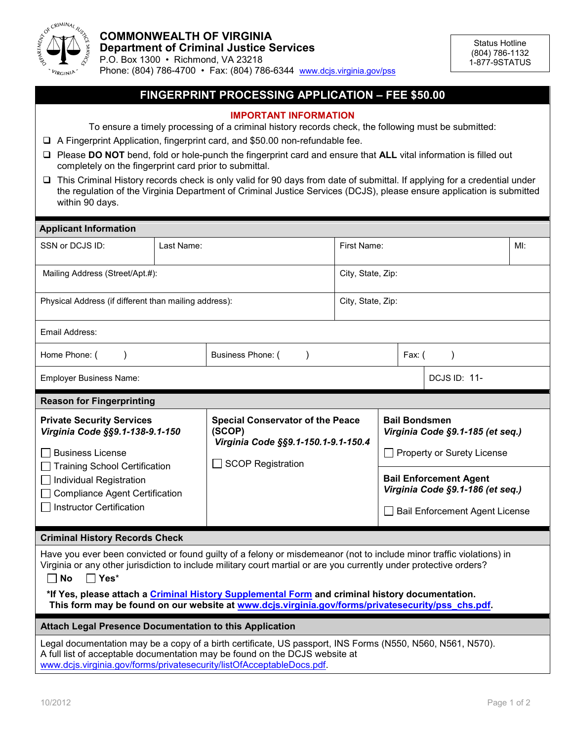# COMMONWEALTH OF VIRGINIA

## Department of Criminal Justice Services

P.O. Box 1300 • Richmond, VA 23218

Phone: (804) 786-4700 • Fax: (804) 786-6344 www.dcjs.virginia.gov/pss

Status Hotline
(804) 786-1132
1-877-9STATUS

## FINGERPRINT PROCESSING APPLICATION – FEE $50.00

**IMPORTANT INFORMATION**

To ensure a timely processing of a criminal history records check, the following must be submitted:

- ❑ A Fingerprint Application, fingerprint card, and $50.00 non-refundable fee.
- ❑ Please **DO NOT** bend, fold or hole-punch the fingerprint card and ensure that **ALL** vital information is filled out completely on the fingerprint card prior to submittal.
- ❑ This Criminal History records check is only valid for 90 days from date of submittal. If applying for a credential under the regulation of the Virginia Department of Criminal Justice Services (DCJS), please ensure application is submitted within 90 days.

### Applicant Information

| SSN or DCJS ID: | Last Name: | First Name: | MI: |
|---|---|---|---|
| Mailing Address (Street/Apt.#): | | City, State, Zip: | |
| Physical Address (if different than mailing address): | | City, State, Zip: | |
| Email Address: | | | |
| Home Phone: ( ) | Business Phone: ( ) | Fax: ( ) | |
| Employer Business Name: | | DCJS ID: 11- | |

### Reason for Fingerprinting

**Private Security Services**
***Virginia Code §§9.1-138-9.1-150***

- ☐ Business License
- ☐ Training School Certification
- ☐ Individual Registration
- ☐ Compliance Agent Certification
- ☐ Instructor Certification

**Special Conservator of the Peace (SCOP)**
***Virginia Code §§9.1-150.1-9.1-150.4***

- ☐ SCOP Registration

**Bail Bondsmen**
***Virginia Code §9.1-185 (et seq.)***

- ☐ Property or Surety License

**Bail Enforcement Agent**
***Virginia Code §9.1-186 (et seq.)***

- ☐ Bail Enforcement Agent License

### Criminal History Records Check

Have you ever been convicted or found guilty of a felony or misdemeanor (not to include minor traffic violations) in Virginia or any other jurisdiction to include military court martial or are you currently under protective orders?

☐ **No** ☐ **Yes***

***If Yes, please attach a Criminal History Supplemental Form and criminal history documentation. This form may be found on our website at www.dcjs.virginia.gov/forms/privatesecurity/pss_chs.pdf.**

### Attach Legal Presence Documentation to this Application

Legal documentation may be a copy of a birth certificate, US passport, INS Forms (N550, N560, N561, N570). A full list of acceptable documentation may be found on the DCJS website at www.dcjs.virginia.gov/forms/privatesecurity/listOfAcceptableDocs.pdf.

10/2012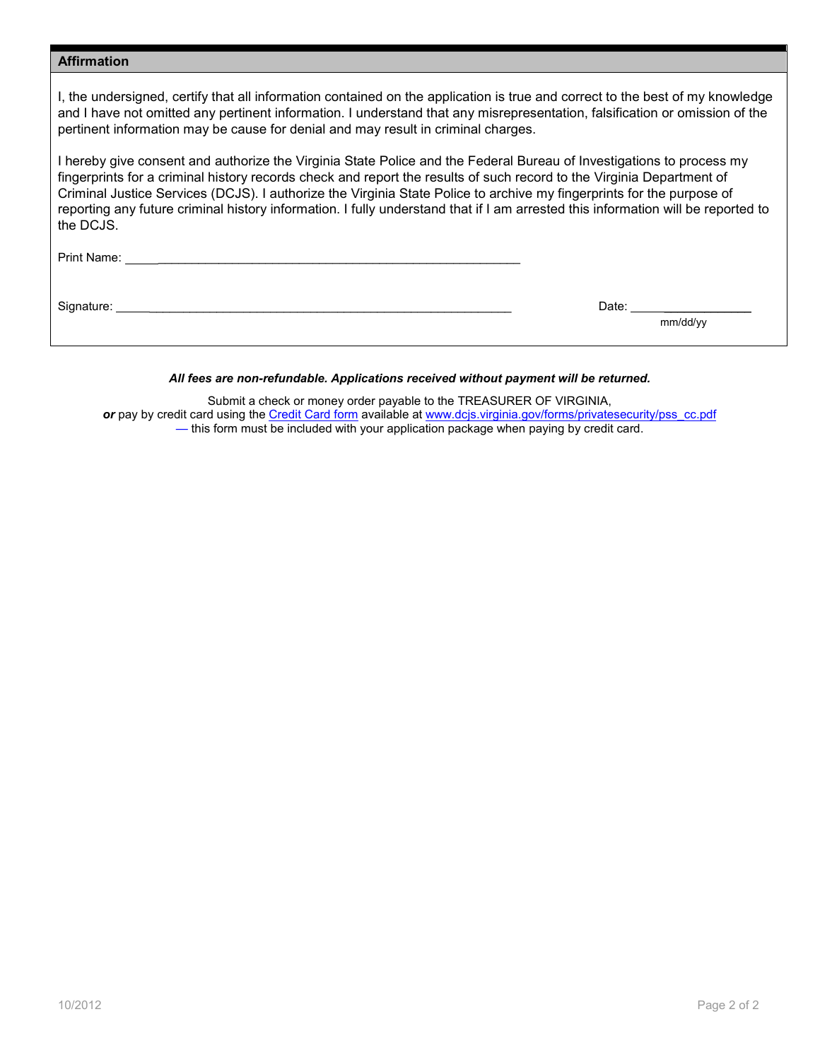## Affirmation

I, the undersigned, certify that all information contained on the application is true and correct to the best of my knowledge and I have not omitted any pertinent information. I understand that any misrepresentation, falsification or omission of the pertinent information may be cause for denial and may result in criminal charges.

I hereby give consent and authorize the Virginia State Police and the Federal Bureau of Investigations to process my fingerprints for a criminal history records check and report the results of such record to the Virginia Department of Criminal Justice Services (DCJS). I authorize the Virginia State Police to archive my fingerprints for the purpose of reporting any future criminal history information. I fully understand that if I am arrested this information will be reported to the DCJS.

Print Name: ____________________________________________________________

Signature: ____________________________________________________________ Date: ______________
mm/dd/yy

***All fees are non-refundable. Applications received without payment will be returned.***

Submit a check or money order payable to the TREASURER OF VIRGINIA,
***or*** pay by credit card using the Credit Card form available at www.dcjs.virginia.gov/forms/privatesecurity/pss_cc.pdf — this form must be included with your application package when paying by credit card.

10/2012